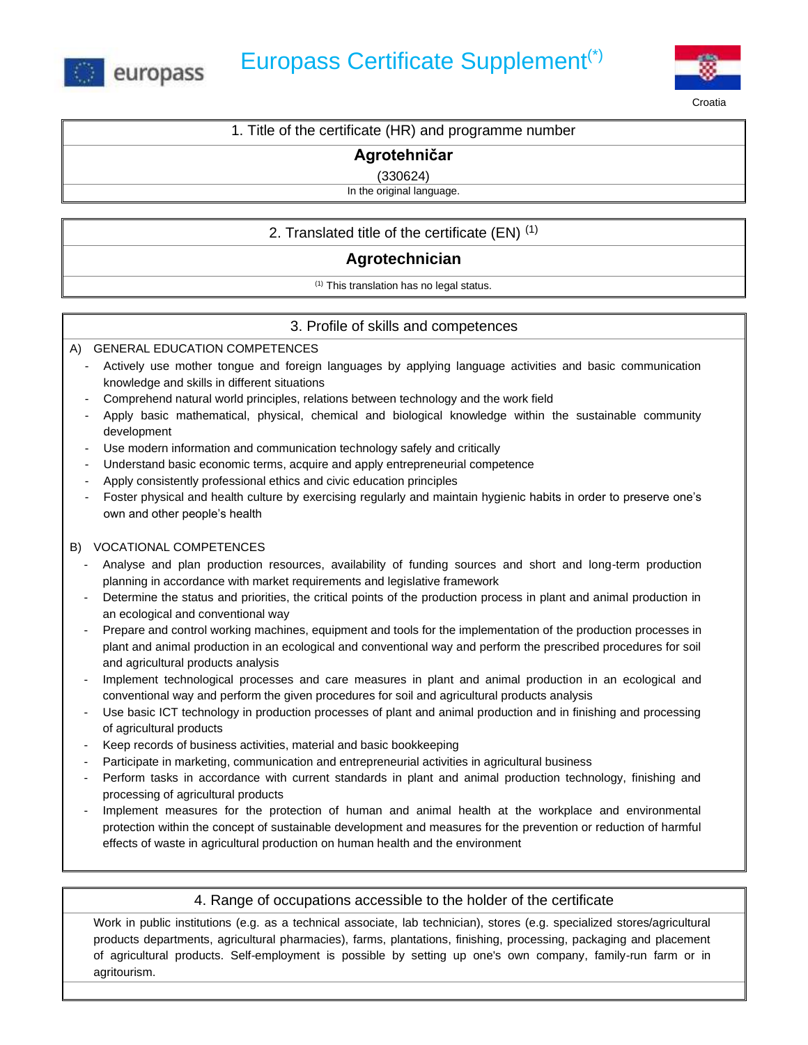europass

# Europass Certificate Supplement(*)

Croatia

## 1. Title of the certificate (HR) and programme number

**Agrotehničar**

(330624)

In the original language.

## 2. Translated title of the certificate (EN) (1)

**Agrotechnician**

(1) This translation has no legal status.

## 3. Profile of skills and competences

A) GENERAL EDUCATION COMPETENCES

- Actively use mother tongue and foreign languages by applying language activities and basic communication knowledge and skills in different situations
- Comprehend natural world principles, relations between technology and the work field
- Apply basic mathematical, physical, chemical and biological knowledge within the sustainable community development
- Use modern information and communication technology safely and critically
- Understand basic economic terms, acquire and apply entrepreneurial competence
- Apply consistently professional ethics and civic education principles
- Foster physical and health culture by exercising regularly and maintain hygienic habits in order to preserve one's own and other people's health

B) VOCATIONAL COMPETENCES

- Analyse and plan production resources, availability of funding sources and short and long-term production planning in accordance with market requirements and legislative framework
- Determine the status and priorities, the critical points of the production process in plant and animal production in an ecological and conventional way
- Prepare and control working machines, equipment and tools for the implementation of the production processes in plant and animal production in an ecological and conventional way and perform the prescribed procedures for soil and agricultural products analysis
- Implement technological processes and care measures in plant and animal production in an ecological and conventional way and perform the given procedures for soil and agricultural products analysis
- Use basic ICT technology in production processes of plant and animal production and in finishing and processing of agricultural products
- Keep records of business activities, material and basic bookkeeping
- Participate in marketing, communication and entrepreneurial activities in agricultural business
- Perform tasks in accordance with current standards in plant and animal production technology, finishing and processing of agricultural products
- Implement measures for the protection of human and animal health at the workplace and environmental protection within the concept of sustainable development and measures for the prevention or reduction of harmful effects of waste in agricultural production on human health and the environment

## 4. Range of occupations accessible to the holder of the certificate

Work in public institutions (e.g. as a technical associate, lab technician), stores (e.g. specialized stores/agricultural products departments, agricultural pharmacies), farms, plantations, finishing, processing, packaging and placement of agricultural products. Self-employment is possible by setting up one's own company, family-run farm or in agritourism.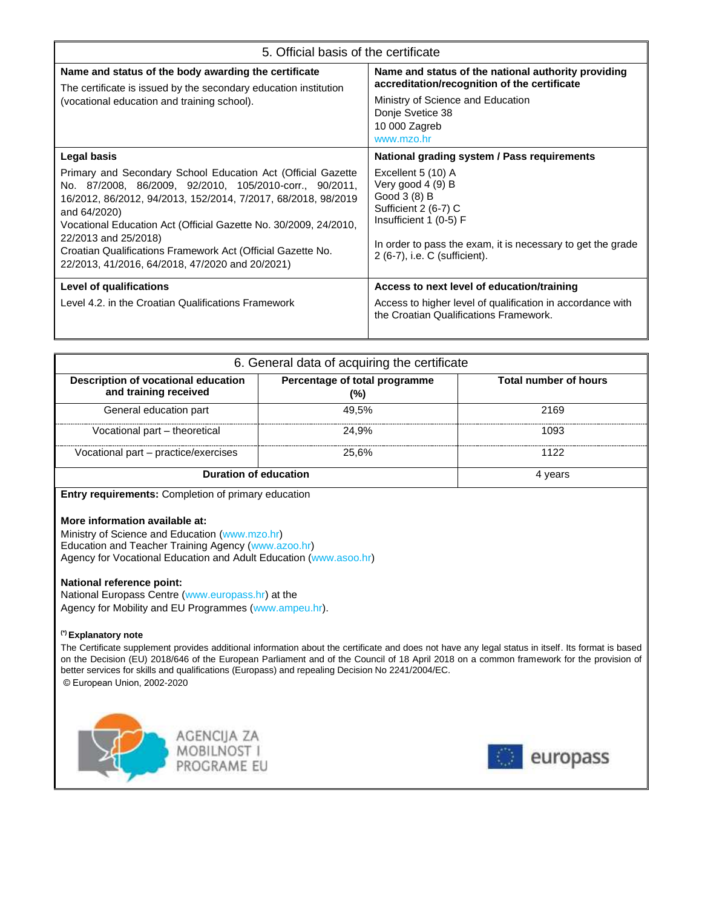## 5. Official basis of the certificate

| | |
|---|---|
| **Name and status of the body awarding the certificate**<br>The certificate is issued by the secondary education institution (vocational education and training school). | **Name and status of the national authority providing accreditation/recognition of the certificate**<br>Ministry of Science and Education<br>Donje Svetice 38<br>10 000 Zagreb<br>www.mzo.hr |
| **Legal basis**<br>Primary and Secondary School Education Act (Official Gazette No. 87/2008, 86/2009, 92/2010, 105/2010-corr., 90/2011, 16/2012, 86/2012, 94/2013, 152/2014, 7/2017, 68/2018, 98/2019 and 64/2020)<br>Vocational Education Act (Official Gazette No. 30/2009, 24/2010, 22/2013 and 25/2018)<br>Croatian Qualifications Framework Act (Official Gazette No. 22/2013, 41/2016, 64/2018, 47/2020 and 20/2021) | **National grading system / Pass requirements**<br>Excellent 5 (10) A<br>Very good 4 (9) B<br>Good 3 (8) B<br>Sufficient 2 (6-7) C<br>Insufficient 1 (0-5) F<br><br>In order to pass the exam, it is necessary to get the grade 2 (6-7), i.e. C (sufficient). |
| **Level of qualifications**<br>Level 4.2. in the Croatian Qualifications Framework | **Access to next level of education/training**<br>Access to higher level of qualification in accordance with the Croatian Qualifications Framework. |

## 6. General data of acquiring the certificate

| Description of vocational education and training received | Percentage of total programme (%) | Total number of hours |
|---|---|---|
| General education part | 49,5% | 2169 |
| Vocational part – theoretical | 24,9% | 1093 |
| Vocational part – practice/exercises | 25,6% | 1122 |
| **Duration of education** | | 4 years |

**Entry requirements:** Completion of primary education

**More information available at:**
Ministry of Science and Education (www.mzo.hr)
Education and Teacher Training Agency (www.azoo.hr)
Agency for Vocational Education and Adult Education (www.asoo.hr)

**National reference point:**
National Europass Centre (www.europass.hr) at the
Agency for Mobility and EU Programmes (www.ampeu.hr).

**(\*) Explanatory note**

The Certificate supplement provides additional information about the certificate and does not have any legal status in itself. Its format is based on the Decision (EU) 2018/646 of the European Parliament and of the Council of 18 April 2018 on a common framework for the provision of better services for skills and qualifications (Europass) and repealing Decision No 2241/2004/EC.

© European Union, 2002-2020

AGENCIJA ZA MOBILNOST I PROGRAME EU

europass